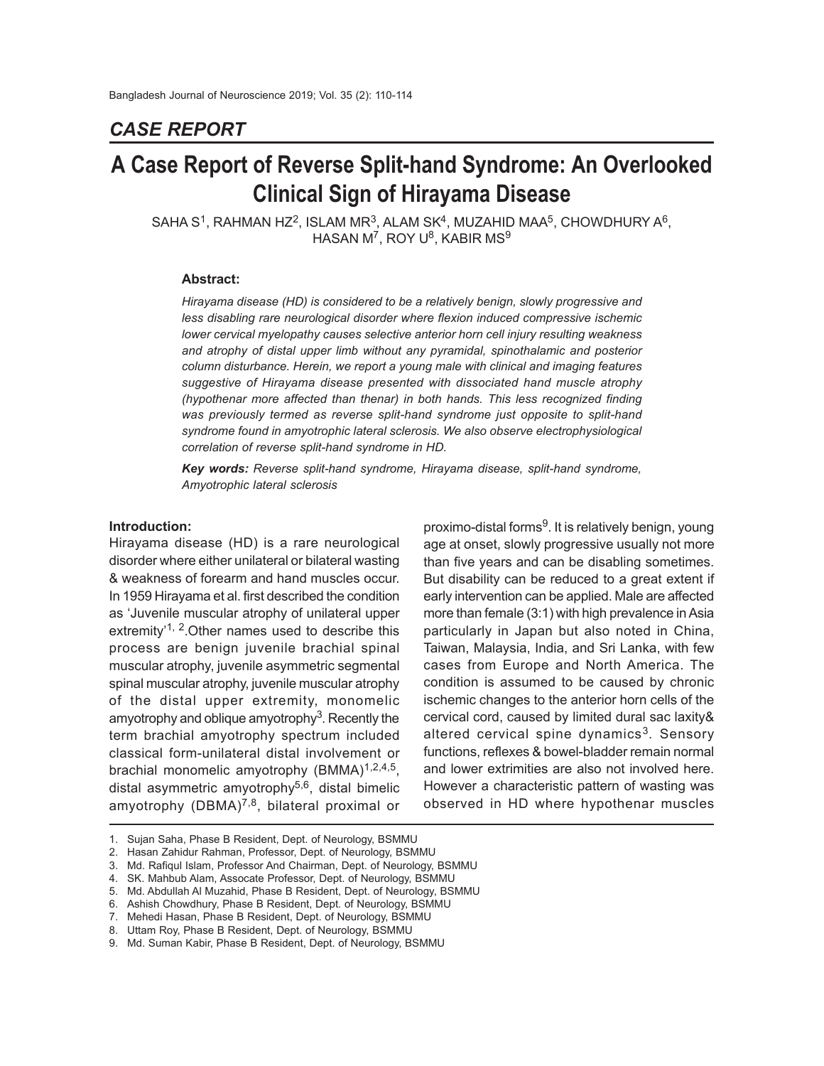## CASE REPORT

# A Case Report of Reverse Split-hand Syndrome: An Overlooked Clinical Sign of Hirayama Disease

SAHA S[1], RAHMAN HZ[2], ISLAM MR[3], ALAM SK[4], MUZAHID MAA[5], CHOWDHURY A[6], HASAN M[7], ROY U[8], KABIR MS[9]

### Abstract:

*Hirayama disease (HD) is considered to be a relatively benign, slowly progressive and less disabling rare neurological disorder where flexion induced compressive ischemic lower cervical myelopathy causes selective anterior horn cell injury resulting weakness and atrophy of distal upper limb without any pyramidal, spinothalamic and posterior column disturbance. Herein, we report a young male with clinical and imaging features suggestive of Hirayama disease presented with dissociated hand muscle atrophy (hypothenar more affected than thenar) in both hands. This less recognized finding was previously termed as reverse split-hand syndrome just opposite to split-hand syndrome found in amyotrophic lateral sclerosis. We also observe electrophysiological correlation of reverse split-hand syndrome in HD.*

***Key words:*** *Reverse split-hand syndrome, Hirayama disease, split-hand syndrome, Amyotrophic lateral sclerosis*

### Introduction:

Hirayama disease (HD) is a rare neurological disorder where either unilateral or bilateral wasting & weakness of forearm and hand muscles occur. In 1959 Hirayama et al. first described the condition as 'Juvenile muscular atrophy of unilateral upper extremity'[1, 2]. Other names used to describe this process are benign juvenile brachial spinal muscular atrophy, juvenile asymmetric segmental spinal muscular atrophy, juvenile muscular atrophy of the distal upper extremity, monomelic amyotrophy and oblique amyotrophy[3]. Recently the term brachial amyotrophy spectrum included classical form-unilateral distal involvement or brachial monomelic amyotrophy (BMMA)[1,2,4,5], distal asymmetric amyotrophy[5,6], distal bimelic amyotrophy (DBMA)[7,8], bilateral proximal or proximo-distal forms[9]. It is relatively benign, young age at onset, slowly progressive usually not more than five years and can be disabling sometimes. But disability can be reduced to a great extent if early intervention can be applied. Male are affected more than female (3:1) with high prevalence in Asia particularly in Japan but also noted in China, Taiwan, Malaysia, India, and Sri Lanka, with few cases from Europe and North America. The condition is assumed to be caused by chronic ischemic changes to the anterior horn cells of the cervical cord, caused by limited dural sac laxity& altered cervical spine dynamics[3]. Sensory functions, reflexes & bowel-bladder remain normal and lower extrimities are also not involved here. However a characteristic pattern of wasting was observed in HD where hypothenar muscles

---

1. Sujan Saha, Phase B Resident, Dept. of Neurology, BSMMU
2. Hasan Zahidur Rahman, Professor, Dept. of Neurology, BSMMU
3. Md. Rafiqul Islam, Professor And Chairman, Dept. of Neurology, BSMMU
4. SK. Mahbub Alam, Assocate Professor, Dept. of Neurology, BSMMU
5. Md. Abdullah Al Muzahid, Phase B Resident, Dept. of Neurology, BSMMU
6. Ashish Chowdhury, Phase B Resident, Dept. of Neurology, BSMMU
7. Mehedi Hasan, Phase B Resident, Dept. of Neurology, BSMMU
8. Uttam Roy, Phase B Resident, Dept. of Neurology, BSMMU
9. Md. Suman Kabir, Phase B Resident, Dept. of Neurology, BSMMU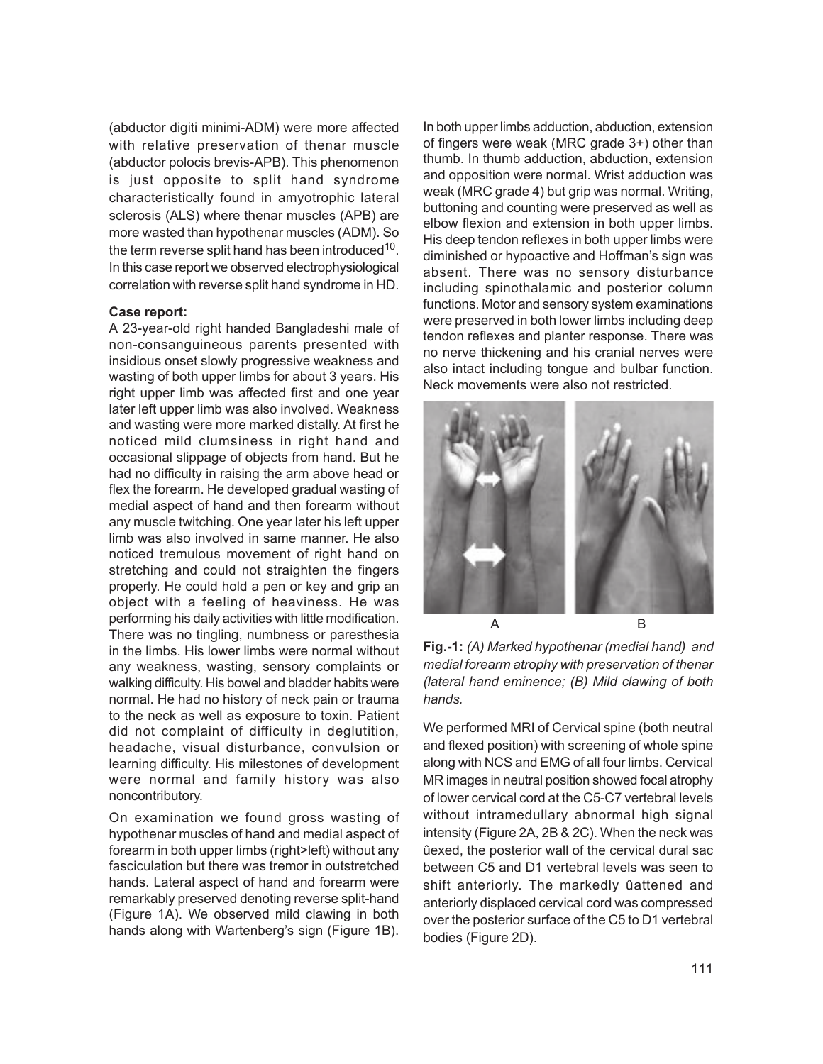(abductor digiti minimi-ADM) were more affected with relative preservation of thenar muscle (abductor polocis brevis-APB). This phenomenon is just opposite to split hand syndrome characteristically found in amyotrophic lateral sclerosis (ALS) where thenar muscles (APB) are more wasted than hypothenar muscles (ADM). So the term reverse split hand has been introduced[10]. In this case report we observed electrophysiological correlation with reverse split hand syndrome in HD.

**Case report:**

A 23-year-old right handed Bangladeshi male of non-consanguineous parents presented with insidious onset slowly progressive weakness and wasting of both upper limbs for about 3 years. His right upper limb was affected first and one year later left upper limb was also involved. Weakness and wasting were more marked distally. At first he noticed mild clumsiness in right hand and occasional slippage of objects from hand. But he had no difficulty in raising the arm above head or flex the forearm. He developed gradual wasting of medial aspect of hand and then forearm without any muscle twitching. One year later his left upper limb was also involved in same manner. He also noticed tremulous movement of right hand on stretching and could not straighten the fingers properly. He could hold a pen or key and grip an object with a feeling of heaviness. He was performing his daily activities with little modification. There was no tingling, numbness or paresthesia in the limbs. His lower limbs were normal without any weakness, wasting, sensory complaints or walking difficulty. His bowel and bladder habits were normal. He had no history of neck pain or trauma to the neck as well as exposure to toxin. Patient did not complaint of difficulty in deglutition, headache, visual disturbance, convulsion or learning difficulty. His milestones of development were normal and family history was also noncontributory.

On examination we found gross wasting of hypothenar muscles of hand and medial aspect of forearm in both upper limbs (right>left) without any fasciculation but there was tremor in outstretched hands. Lateral aspect of hand and forearm were remarkably preserved denoting reverse split-hand (Figure 1A). We observed mild clawing in both hands along with Wartenberg's sign (Figure 1B). In both upper limbs adduction, abduction, extension of fingers were weak (MRC grade 3+) other than thumb. In thumb adduction, abduction, extension and opposition were normal. Wrist adduction was weak (MRC grade 4) but grip was normal. Writing, buttoning and counting were preserved as well as elbow flexion and extension in both upper limbs. His deep tendon reflexes in both upper limbs were diminished or hypoactive and Hoffman's sign was absent. There was no sensory disturbance including spinothalamic and posterior column functions. Motor and sensory system examinations were preserved in both lower limbs including deep tendon reflexes and planter response. There was no nerve thickening and his cranial nerves were also intact including tongue and bulbar function. Neck movements were also not restricted.

**Fig.-1:** *(A) Marked hypothenar (medial hand) and medial forearm atrophy with preservation of thenar (lateral hand eminence; (B) Mild clawing of both hands.*

We performed MRI of Cervical spine (both neutral and flexed position) with screening of whole spine along with NCS and EMG of all four limbs. Cervical MR images in neutral position showed focal atrophy of lower cervical cord at the C5-C7 vertebral levels without intramedullary abnormal high signal intensity (Figure 2A, 2B & 2C). When the neck was ûexed, the posterior wall of the cervical dural sac between C5 and D1 vertebral levels was seen to shift anteriorly. The markedly ûattened and anteriorly displaced cervical cord was compressed over the posterior surface of the C5 to D1 vertebral bodies (Figure 2D).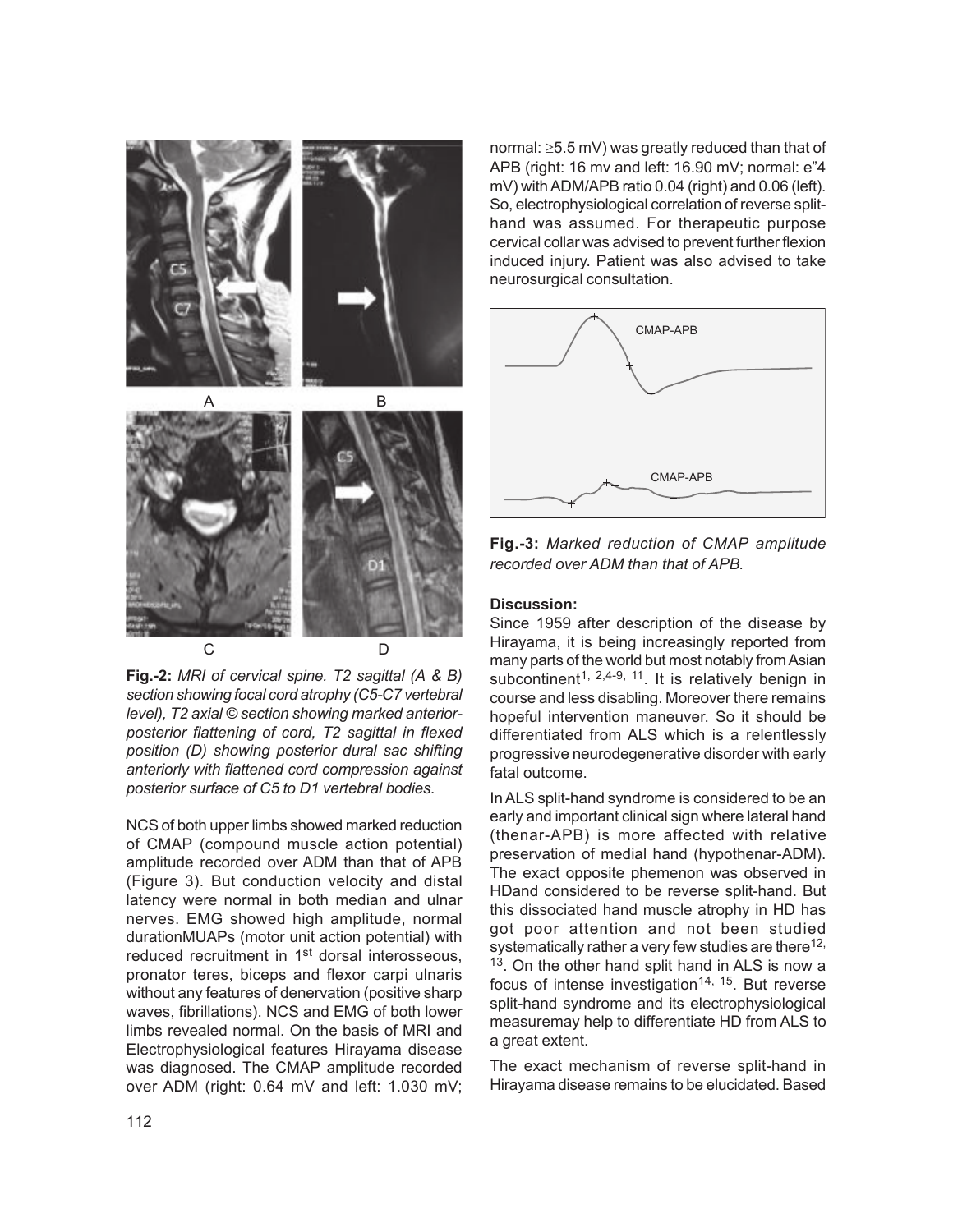Fig.-2: *MRI of cervical spine. T2 sagittal (A & B) section showing focal cord atrophy (C5-C7 vertebral level), T2 axial © section showing marked anterior-posterior flattening of cord, T2 sagittal in flexed position (D) showing posterior dural sac shifting anteriorly with flattened cord compression against posterior surface of C5 to D1 vertebral bodies.*

NCS of both upper limbs showed marked reduction of CMAP (compound muscle action potential) amplitude recorded over ADM than that of APB (Figure 3). But conduction velocity and distal latency were normal in both median and ulnar nerves. EMG showed high amplitude, normal durationMUAPs (motor unit action potential) with reduced recruitment in 1st dorsal interosseous, pronator teres, biceps and flexor carpi ulnaris without any features of denervation (positive sharp waves, fibrillations). NCS and EMG of both lower limbs revealed normal. On the basis of MRI and Electrophysiological features Hirayama disease was diagnosed. The CMAP amplitude recorded over ADM (right: 0.64 mV and left: 1.030 mV; normal: ≥5.5 mV) was greatly reduced than that of APB (right: 16 mv and left: 16.90 mV; normal: e"4 mV) with ADM/APB ratio 0.04 (right) and 0.06 (left). So, electrophysiological correlation of reverse split-hand was assumed. For therapeutic purpose cervical collar was advised to prevent further flexion induced injury. Patient was also advised to take neurosurgical consultation.

Fig.-3: *Marked reduction of CMAP amplitude recorded over ADM than that of APB.*

**Discussion:**

Since 1959 after description of the disease by Hirayama, it is being increasingly reported from many parts of the world but most notably from Asian subcontinent[1, 2,4-9, 11]. It is relatively benign in course and less disabling. Moreover there remains hopeful intervention maneuver. So it should be differentiated from ALS which is a relentlessly progressive neurodegenerative disorder with early fatal outcome.

In ALS split-hand syndrome is considered to be an early and important clinical sign where lateral hand (thenar-APB) is more affected with relative preservation of medial hand (hypothenar-ADM). The exact opposite phemenon was observed in HDand considered to be reverse split-hand. But this dissociated hand muscle atrophy in HD has got poor attention and not been studied systematically rather a very few studies are there[12, 13]. On the other hand split hand in ALS is now a focus of intense investigation[14, 15]. But reverse split-hand syndrome and its electrophysiological measuremay help to differentiate HD from ALS to a great extent.

The exact mechanism of reverse split-hand in Hirayama disease remains to be elucidated. Based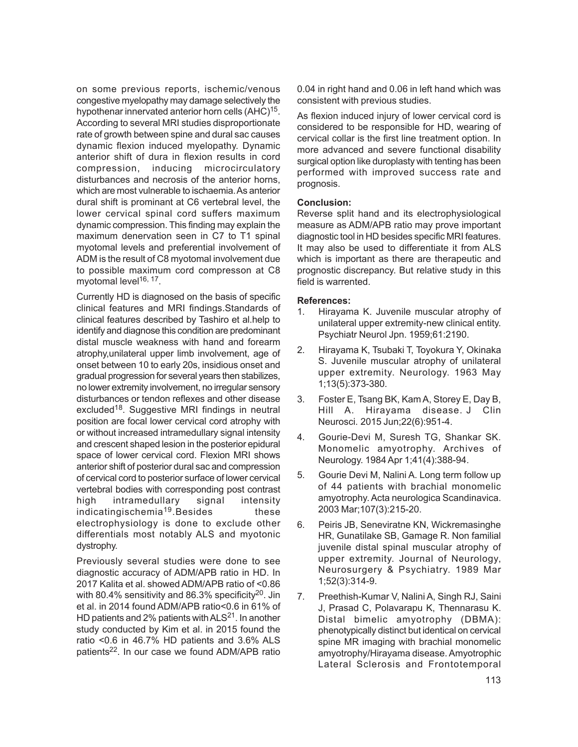on some previous reports, ischemic/venous congestive myelopathy may damage selectively the hypothenar innervated anterior horn cells (AHC)[15]. According to several MRI studies disproportionate rate of growth between spine and dural sac causes dynamic flexion induced myelopathy. Dynamic anterior shift of dura in flexion results in cord compression, inducing microcirculatory disturbances and necrosis of the anterior horns, which are most vulnerable to ischaemia. As anterior dural shift is prominant at C6 vertebral level, the lower cervical spinal cord suffers maximum dynamic compression. This finding may explain the maximum denervation seen in C7 to T1 spinal myotomal levels and preferential involvement of ADM is the result of C8 myotomal involvement due to possible maximum cord compresson at C8 myotomal level[16, 17].

Currently HD is diagnosed on the basis of specific clinical features and MRI findings.Standards of clinical features described by Tashiro et al.help to identify and diagnose this condition are predominant distal muscle weakness with hand and forearm atrophy,unilateral upper limb involvement, age of onset between 10 to early 20s, insidious onset and gradual progression for several years then stabilizes, no lower extremity involvement, no irregular sensory disturbances or tendon reflexes and other disease excluded[18]. Suggestive MRI findings in neutral position are focal lower cervical cord atrophy with or without increased intramedullary signal intensity and crescent shaped lesion in the posterior epidural space of lower cervical cord. Flexion MRI shows anterior shift of posterior dural sac and compression of cervical cord to posterior surface of lower cervical vertebral bodies with corresponding post contrast high intramedullary signal intensity indicatingischemia[19].Besides these electrophysiology is done to exclude other differentials most notably ALS and myotonic dystrophy.

Previously several studies were done to see diagnostic accuracy of ADM/APB ratio in HD. In 2017 Kalita et al. showed ADM/APB ratio of <0.86 with 80.4% sensitivity and 86.3% specificity[20]. Jin et al. in 2014 found ADM/APB ratio<0.6 in 61% of HD patients and 2% patients with ALS[21]. In another study conducted by Kim et al. in 2015 found the ratio <0.6 in 46.7% HD patients and 3.6% ALS patients[22]. In our case we found ADM/APB ratio 0.04 in right hand and 0.06 in left hand which was consistent with previous studies.

As flexion induced injury of lower cervical cord is considered to be responsible for HD, wearing of cervical collar is the first line treatment option. In more advanced and severe functional disability surgical option like duroplasty with tenting has been performed with improved success rate and prognosis.

**Conclusion:**

Reverse split hand and its electrophysiological measure as ADM/APB ratio may prove important diagnostic tool in HD besides specific MRI features. It may also be used to differentiate it from ALS which is important as there are therapeutic and prognostic discrepancy. But relative study in this field is warrented.

**References:**

1. Hirayama K. Juvenile muscular atrophy of unilateral upper extremity-new clinical entity. Psychiatr Neurol Jpn. 1959;61:2190.
2. Hirayama K, Tsubaki T, Toyokura Y, Okinaka S. Juvenile muscular atrophy of unilateral upper extremity. Neurology. 1963 May 1;13(5):373-380.
3. Foster E, Tsang BK, Kam A, Storey E, Day B, Hill A. Hirayama disease. J Clin Neurosci. 2015 Jun;22(6):951-4.
4. Gourie-Devi M, Suresh TG, Shankar SK. Monomelic amyotrophy. Archives of Neurology. 1984 Apr 1;41(4):388-94.
5. Gourie Devi M, Nalini A. Long term follow up of 44 patients with brachial monomelic amyotrophy. Acta neurologica Scandinavica. 2003 Mar;107(3):215-20.
6. Peiris JB, Seneviratne KN, Wickremasinghe HR, Gunatilake SB, Gamage R. Non familial juvenile distal spinal muscular atrophy of upper extremity. Journal of Neurology, Neurosurgery & Psychiatry. 1989 Mar 1;52(3):314-9.
7. Preethish-Kumar V, Nalini A, Singh RJ, Saini J, Prasad C, Polavarapu K, Thennarasu K. Distal bimelic amyotrophy (DBMA): phenotypically distinct but identical on cervical spine MR imaging with brachial monomelic amyotrophy/Hirayama disease. Amyotrophic Lateral Sclerosis and Frontotemporal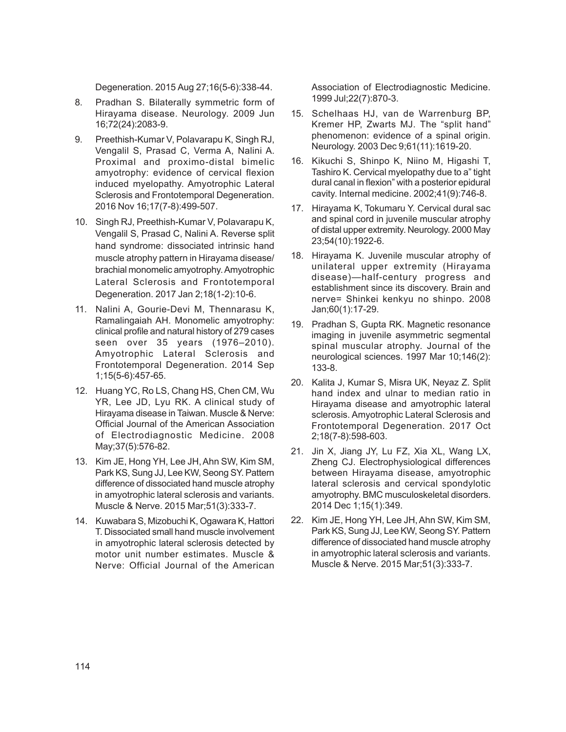Degeneration. 2015 Aug 27;16(5-6):338-44.

8. Pradhan S. Bilaterally symmetric form of Hirayama disease. Neurology. 2009 Jun 16;72(24):2083-9.

9. Preethish-Kumar V, Polavarapu K, Singh RJ, Vengalil S, Prasad C, Verma A, Nalini A. Proximal and proximo-distal bimelic amyotrophy: evidence of cervical flexion induced myelopathy. Amyotrophic Lateral Sclerosis and Frontotemporal Degeneration. 2016 Nov 16;17(7-8):499-507.

10. Singh RJ, Preethish-Kumar V, Polavarapu K, Vengalil S, Prasad C, Nalini A. Reverse split hand syndrome: dissociated intrinsic hand muscle atrophy pattern in Hirayama disease/ brachial monomelic amyotrophy. Amyotrophic Lateral Sclerosis and Frontotemporal Degeneration. 2017 Jan 2;18(1-2):10-6.

11. Nalini A, Gourie-Devi M, Thennarasu K, Ramalingaiah AH. Monomelic amyotrophy: clinical profile and natural history of 279 cases seen over 35 years (1976–2010). Amyotrophic Lateral Sclerosis and Frontotemporal Degeneration. 2014 Sep 1;15(5-6):457-65.

12. Huang YC, Ro LS, Chang HS, Chen CM, Wu YR, Lee JD, Lyu RK. A clinical study of Hirayama disease in Taiwan. Muscle & Nerve: Official Journal of the American Association of Electrodiagnostic Medicine. 2008 May;37(5):576-82.

13. Kim JE, Hong YH, Lee JH, Ahn SW, Kim SM, Park KS, Sung JJ, Lee KW, Seong SY. Pattern difference of dissociated hand muscle atrophy in amyotrophic lateral sclerosis and variants. Muscle & Nerve. 2015 Mar;51(3):333-7.

14. Kuwabara S, Mizobuchi K, Ogawara K, Hattori T. Dissociated small hand muscle involvement in amyotrophic lateral sclerosis detected by motor unit number estimates. Muscle & Nerve: Official Journal of the American Association of Electrodiagnostic Medicine. 1999 Jul;22(7):870-3.

15. Schelhaas HJ, van de Warrenburg BP, Kremer HP, Zwarts MJ. The "split hand" phenomenon: evidence of a spinal origin. Neurology. 2003 Dec 9;61(11):1619-20.

16. Kikuchi S, Shinpo K, Niino M, Higashi T, Tashiro K. Cervical myelopathy due to a" tight dural canal in flexion" with a posterior epidural cavity. Internal medicine. 2002;41(9):746-8.

17. Hirayama K, Tokumaru Y. Cervical dural sac and spinal cord in juvenile muscular atrophy of distal upper extremity. Neurology. 2000 May 23;54(10):1922-6.

18. Hirayama K. Juvenile muscular atrophy of unilateral upper extremity (Hirayama disease)—half-century progress and establishment since its discovery. Brain and nerve= Shinkei kenkyu no shinpo. 2008 Jan;60(1):17-29.

19. Pradhan S, Gupta RK. Magnetic resonance imaging in juvenile asymmetric segmental spinal muscular atrophy. Journal of the neurological sciences. 1997 Mar 10;146(2): 133-8.

20. Kalita J, Kumar S, Misra UK, Neyaz Z. Split hand index and ulnar to median ratio in Hirayama disease and amyotrophic lateral sclerosis. Amyotrophic Lateral Sclerosis and Frontotemporal Degeneration. 2017 Oct 2;18(7-8):598-603.

21. Jin X, Jiang JY, Lu FZ, Xia XL, Wang LX, Zheng CJ. Electrophysiological differences between Hirayama disease, amyotrophic lateral sclerosis and cervical spondylotic amyotrophy. BMC musculoskeletal disorders. 2014 Dec 1;15(1):349.

22. Kim JE, Hong YH, Lee JH, Ahn SW, Kim SM, Park KS, Sung JJ, Lee KW, Seong SY. Pattern difference of dissociated hand muscle atrophy in amyotrophic lateral sclerosis and variants. Muscle & Nerve. 2015 Mar;51(3):333-7.